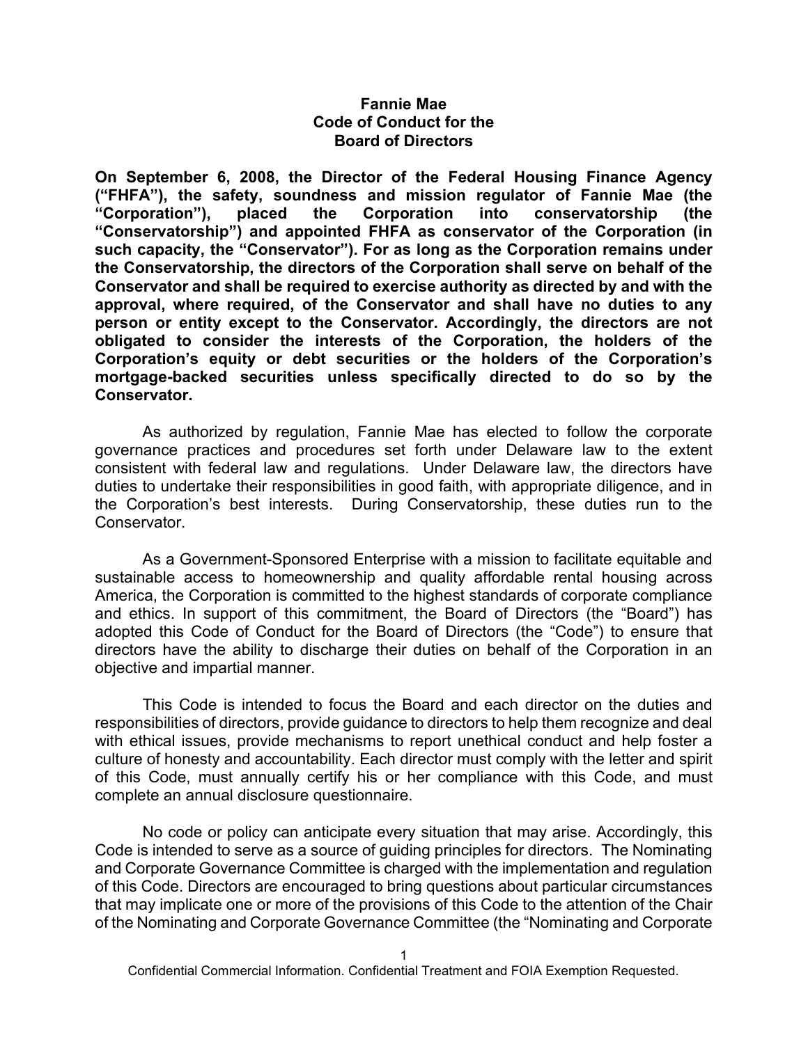# Fannie Mae Code of Conduct for the Board of Directors

**On September 6, 2008, the Director of the Federal Housing Finance Agency ("FHFA"), the safety, soundness and mission regulator of Fannie Mae (the "Corporation"), placed the Corporation into conservatorship (the "Conservatorship") and appointed FHFA as conservator of the Corporation (in such capacity, the "Conservator"). For as long as the Corporation remains under the Conservatorship, the directors of the Corporation shall serve on behalf of the Conservator and shall be required to exercise authority as directed by and with the approval, where required, of the Conservator and shall have no duties to any person or entity except to the Conservator. Accordingly, the directors are not obligated to consider the interests of the Corporation, the holders of the Corporation's equity or debt securities or the holders of the Corporation's mortgage-backed securities unless specifically directed to do so by the Conservator.**

As authorized by regulation, Fannie Mae has elected to follow the corporate governance practices and procedures set forth under Delaware law to the extent consistent with federal law and regulations. Under Delaware law, the directors have duties to undertake their responsibilities in good faith, with appropriate diligence, and in the Corporation's best interests. During Conservatorship, these duties run to the Conservator.

As a Government-Sponsored Enterprise with a mission to facilitate equitable and sustainable access to homeownership and quality affordable rental housing across America, the Corporation is committed to the highest standards of corporate compliance and ethics. In support of this commitment, the Board of Directors (the "Board") has adopted this Code of Conduct for the Board of Directors (the "Code") to ensure that directors have the ability to discharge their duties on behalf of the Corporation in an objective and impartial manner.

This Code is intended to focus the Board and each director on the duties and responsibilities of directors, provide guidance to directors to help them recognize and deal with ethical issues, provide mechanisms to report unethical conduct and help foster a culture of honesty and accountability. Each director must comply with the letter and spirit of this Code, must annually certify his or her compliance with this Code, and must complete an annual disclosure questionnaire.

No code or policy can anticipate every situation that may arise. Accordingly, this Code is intended to serve as a source of guiding principles for directors. The Nominating and Corporate Governance Committee is charged with the implementation and regulation of this Code. Directors are encouraged to bring questions about particular circumstances that may implicate one or more of the provisions of this Code to the attention of the Chair of the Nominating and Corporate Governance Committee (the "Nominating and Corporate

Confidential Commercial Information. Confidential Treatment and FOIA Exemption Requested.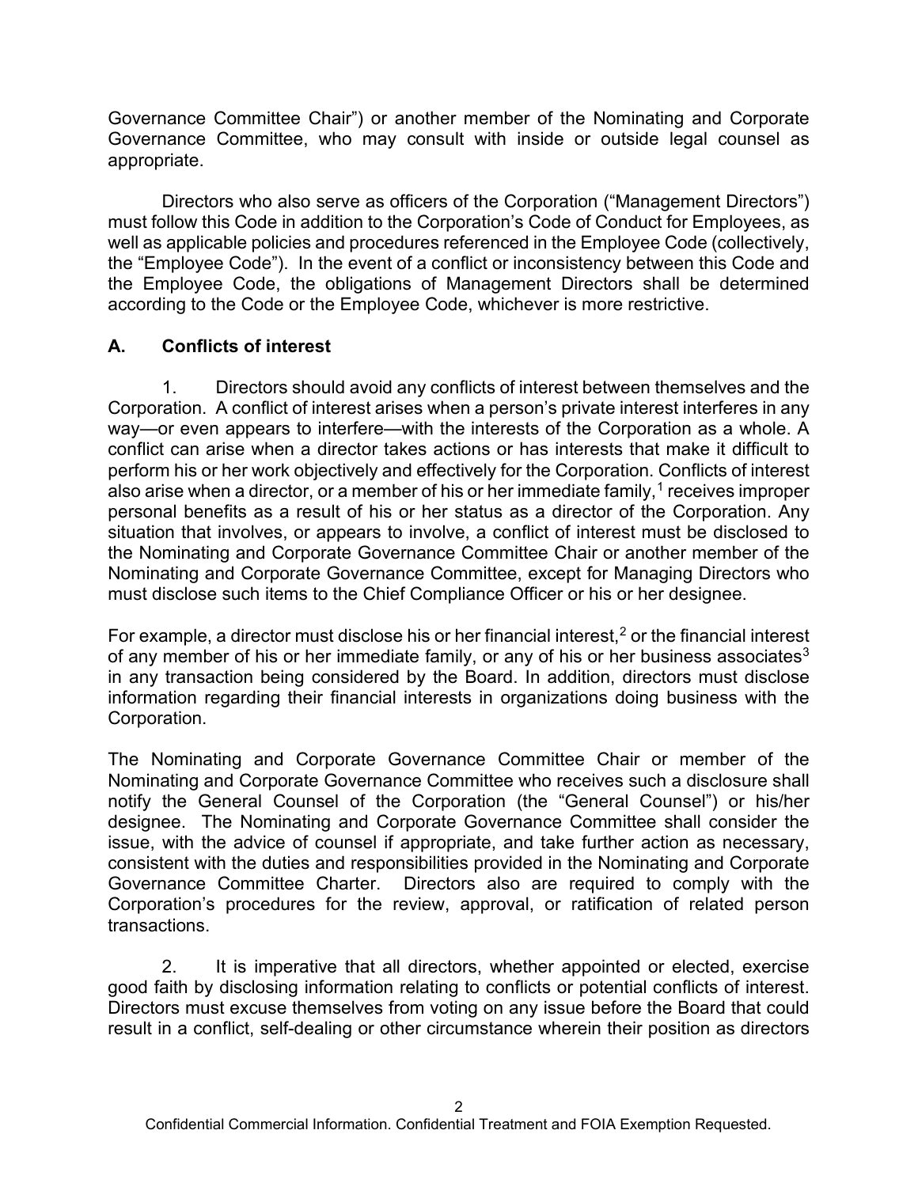Governance Committee Chair") or another member of the Nominating and Corporate Governance Committee, who may consult with inside or outside legal counsel as appropriate.

Directors who also serve as officers of the Corporation ("Management Directors") must follow this Code in addition to the Corporation's Code of Conduct for Employees, as well as applicable policies and procedures referenced in the Employee Code (collectively, the "Employee Code"). In the event of a conflict or inconsistency between this Code and the Employee Code, the obligations of Management Directors shall be determined according to the Code or the Employee Code, whichever is more restrictive.

## A. Conflicts of interest

1. Directors should avoid any conflicts of interest between themselves and the Corporation. A conflict of interest arises when a person's private interest interferes in any way—or even appears to interfere—with the interests of the Corporation as a whole. A conflict can arise when a director takes actions or has interests that make it difficult to perform his or her work objectively and effectively for the Corporation. Conflicts of interest also arise when a director, or a member of his or her immediate family,[1] receives improper personal benefits as a result of his or her status as a director of the Corporation. Any situation that involves, or appears to involve, a conflict of interest must be disclosed to the Nominating and Corporate Governance Committee Chair or another member of the Nominating and Corporate Governance Committee, except for Managing Directors who must disclose such items to the Chief Compliance Officer or his or her designee.

For example, a director must disclose his or her financial interest,[2] or the financial interest of any member of his or her immediate family, or any of his or her business associates[3] in any transaction being considered by the Board. In addition, directors must disclose information regarding their financial interests in organizations doing business with the Corporation.

The Nominating and Corporate Governance Committee Chair or member of the Nominating and Corporate Governance Committee who receives such a disclosure shall notify the General Counsel of the Corporation (the "General Counsel") or his/her designee. The Nominating and Corporate Governance Committee shall consider the issue, with the advice of counsel if appropriate, and take further action as necessary, consistent with the duties and responsibilities provided in the Nominating and Corporate Governance Committee Charter. Directors also are required to comply with the Corporation's procedures for the review, approval, or ratification of related person transactions.

2. It is imperative that all directors, whether appointed or elected, exercise good faith by disclosing information relating to conflicts or potential conflicts of interest. Directors must excuse themselves from voting on any issue before the Board that could result in a conflict, self-dealing or other circumstance wherein their position as directors

Confidential Commercial Information. Confidential Treatment and FOIA Exemption Requested.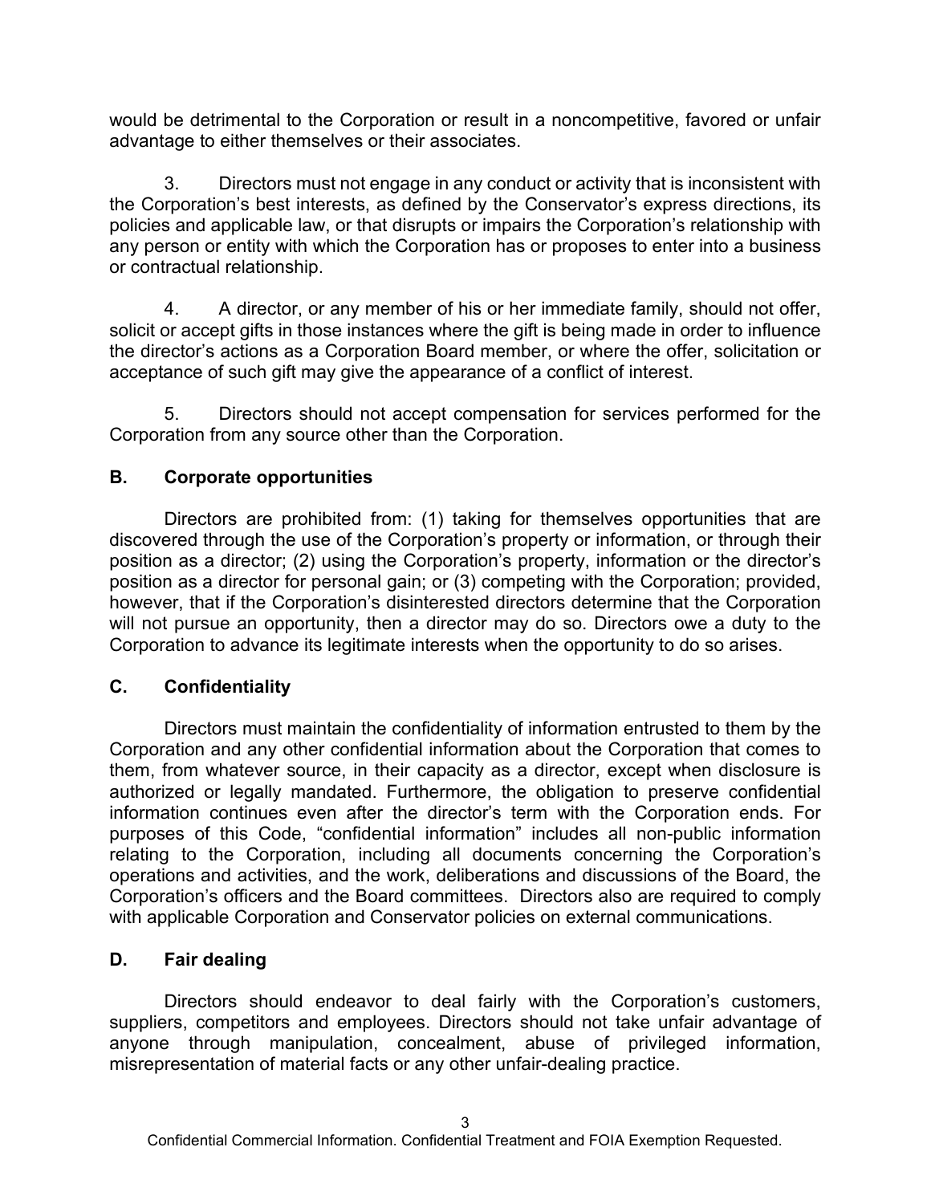would be detrimental to the Corporation or result in a noncompetitive, favored or unfair advantage to either themselves or their associates.

3. Directors must not engage in any conduct or activity that is inconsistent with the Corporation's best interests, as defined by the Conservator's express directions, its policies and applicable law, or that disrupts or impairs the Corporation's relationship with any person or entity with which the Corporation has or proposes to enter into a business or contractual relationship.

4. A director, or any member of his or her immediate family, should not offer, solicit or accept gifts in those instances where the gift is being made in order to influence the director's actions as a Corporation Board member, or where the offer, solicitation or acceptance of such gift may give the appearance of a conflict of interest.

5. Directors should not accept compensation for services performed for the Corporation from any source other than the Corporation.

## B. Corporate opportunities

Directors are prohibited from: (1) taking for themselves opportunities that are discovered through the use of the Corporation's property or information, or through their position as a director; (2) using the Corporation's property, information or the director's position as a director for personal gain; or (3) competing with the Corporation; provided, however, that if the Corporation's disinterested directors determine that the Corporation will not pursue an opportunity, then a director may do so. Directors owe a duty to the Corporation to advance its legitimate interests when the opportunity to do so arises.

## C. Confidentiality

Directors must maintain the confidentiality of information entrusted to them by the Corporation and any other confidential information about the Corporation that comes to them, from whatever source, in their capacity as a director, except when disclosure is authorized or legally mandated. Furthermore, the obligation to preserve confidential information continues even after the director's term with the Corporation ends. For purposes of this Code, "confidential information" includes all non-public information relating to the Corporation, including all documents concerning the Corporation's operations and activities, and the work, deliberations and discussions of the Board, the Corporation's officers and the Board committees. Directors also are required to comply with applicable Corporation and Conservator policies on external communications.

## D. Fair dealing

Directors should endeavor to deal fairly with the Corporation's customers, suppliers, competitors and employees. Directors should not take unfair advantage of anyone through manipulation, concealment, abuse of privileged information, misrepresentation of material facts or any other unfair-dealing practice.

Confidential Commercial Information. Confidential Treatment and FOIA Exemption Requested.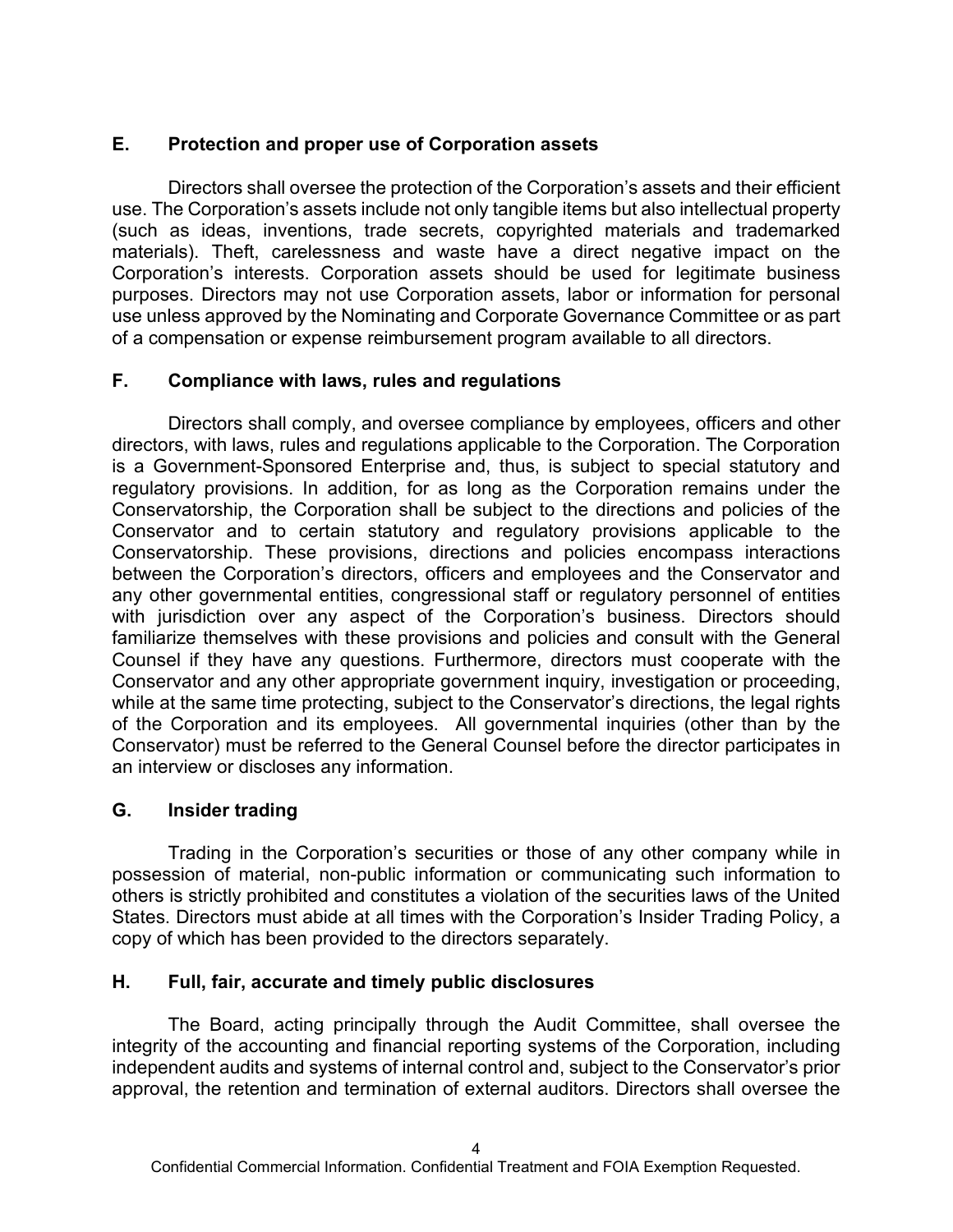## E. Protection and proper use of Corporation assets

Directors shall oversee the protection of the Corporation's assets and their efficient use. The Corporation's assets include not only tangible items but also intellectual property (such as ideas, inventions, trade secrets, copyrighted materials and trademarked materials). Theft, carelessness and waste have a direct negative impact on the Corporation's interests. Corporation assets should be used for legitimate business purposes. Directors may not use Corporation assets, labor or information for personal use unless approved by the Nominating and Corporate Governance Committee or as part of a compensation or expense reimbursement program available to all directors.

## F. Compliance with laws, rules and regulations

Directors shall comply, and oversee compliance by employees, officers and other directors, with laws, rules and regulations applicable to the Corporation. The Corporation is a Government-Sponsored Enterprise and, thus, is subject to special statutory and regulatory provisions. In addition, for as long as the Corporation remains under the Conservatorship, the Corporation shall be subject to the directions and policies of the Conservator and to certain statutory and regulatory provisions applicable to the Conservatorship. These provisions, directions and policies encompass interactions between the Corporation's directors, officers and employees and the Conservator and any other governmental entities, congressional staff or regulatory personnel of entities with jurisdiction over any aspect of the Corporation's business. Directors should familiarize themselves with these provisions and policies and consult with the General Counsel if they have any questions. Furthermore, directors must cooperate with the Conservator and any other appropriate government inquiry, investigation or proceeding, while at the same time protecting, subject to the Conservator's directions, the legal rights of the Corporation and its employees. All governmental inquiries (other than by the Conservator) must be referred to the General Counsel before the director participates in an interview or discloses any information.

## G. Insider trading

Trading in the Corporation's securities or those of any other company while in possession of material, non-public information or communicating such information to others is strictly prohibited and constitutes a violation of the securities laws of the United States. Directors must abide at all times with the Corporation's Insider Trading Policy, a copy of which has been provided to the directors separately.

## H. Full, fair, accurate and timely public disclosures

The Board, acting principally through the Audit Committee, shall oversee the integrity of the accounting and financial reporting systems of the Corporation, including independent audits and systems of internal control and, subject to the Conservator's prior approval, the retention and termination of external auditors. Directors shall oversee the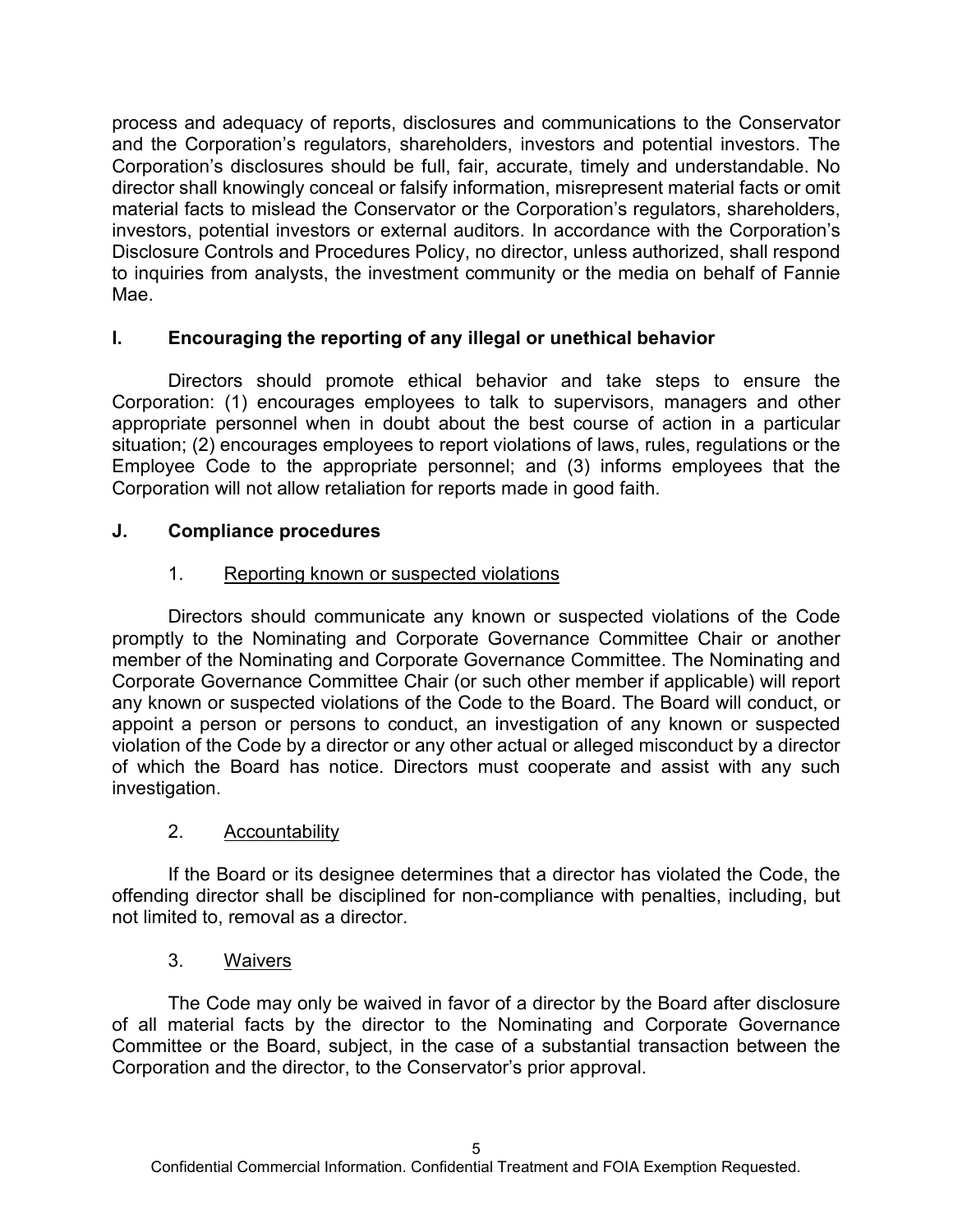process and adequacy of reports, disclosures and communications to the Conservator and the Corporation's regulators, shareholders, investors and potential investors. The Corporation's disclosures should be full, fair, accurate, timely and understandable. No director shall knowingly conceal or falsify information, misrepresent material facts or omit material facts to mislead the Conservator or the Corporation's regulators, shareholders, investors, potential investors or external auditors. In accordance with the Corporation's Disclosure Controls and Procedures Policy, no director, unless authorized, shall respond to inquiries from analysts, the investment community or the media on behalf of Fannie Mae.

## I. Encouraging the reporting of any illegal or unethical behavior

Directors should promote ethical behavior and take steps to ensure the Corporation: (1) encourages employees to talk to supervisors, managers and other appropriate personnel when in doubt about the best course of action in a particular situation; (2) encourages employees to report violations of laws, rules, regulations or the Employee Code to the appropriate personnel; and (3) informs employees that the Corporation will not allow retaliation for reports made in good faith.

## J. Compliance procedures

### 1. Reporting known or suspected violations

Directors should communicate any known or suspected violations of the Code promptly to the Nominating and Corporate Governance Committee Chair or another member of the Nominating and Corporate Governance Committee. The Nominating and Corporate Governance Committee Chair (or such other member if applicable) will report any known or suspected violations of the Code to the Board. The Board will conduct, or appoint a person or persons to conduct, an investigation of any known or suspected violation of the Code by a director or any other actual or alleged misconduct by a director of which the Board has notice. Directors must cooperate and assist with any such investigation.

### 2. Accountability

If the Board or its designee determines that a director has violated the Code, the offending director shall be disciplined for non-compliance with penalties, including, but not limited to, removal as a director.

### 3. Waivers

The Code may only be waived in favor of a director by the Board after disclosure of all material facts by the director to the Nominating and Corporate Governance Committee or the Board, subject, in the case of a substantial transaction between the Corporation and the director, to the Conservator's prior approval.

Confidential Commercial Information. Confidential Treatment and FOIA Exemption Requested.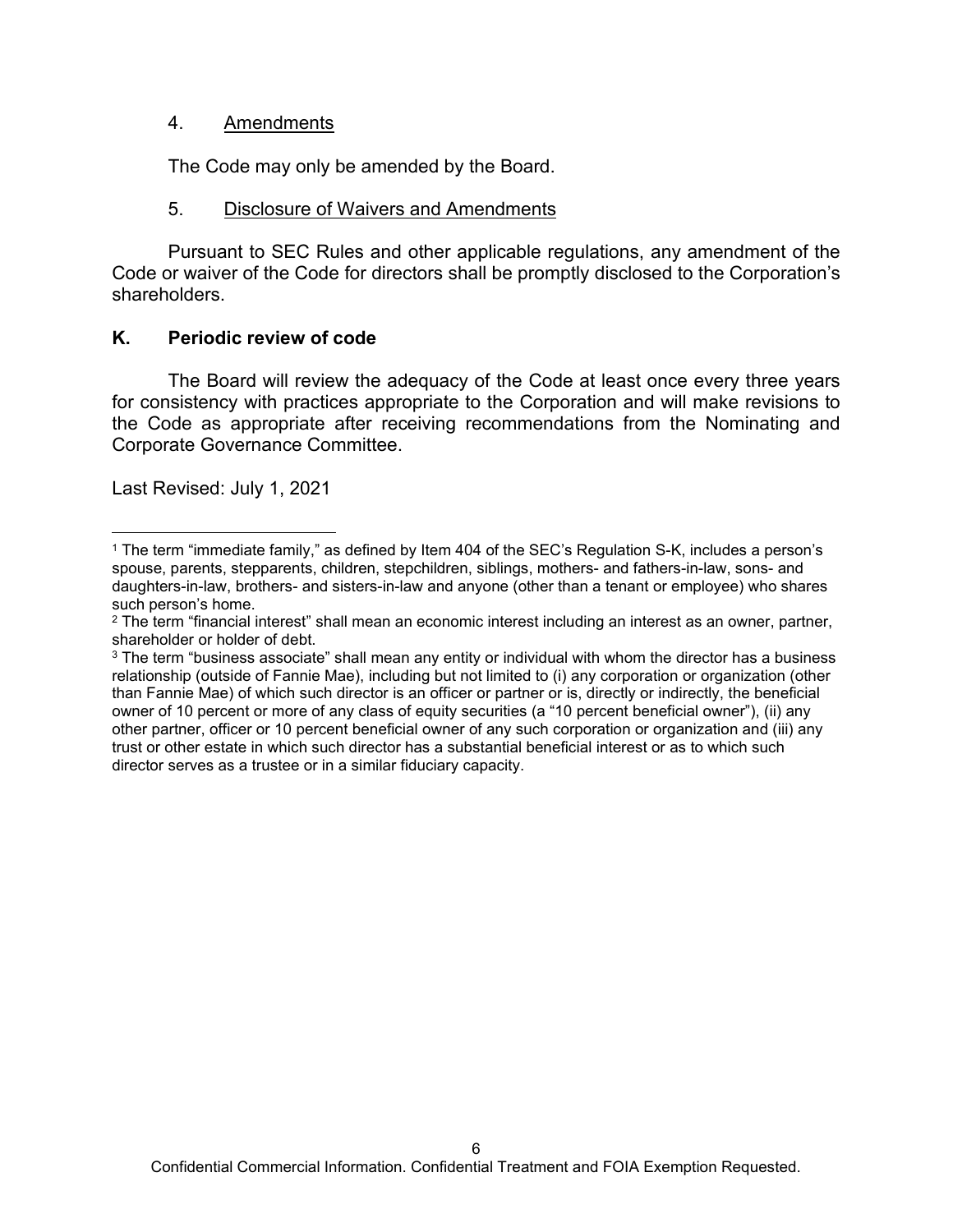4. Amendments

The Code may only be amended by the Board.

5. Disclosure of Waivers and Amendments

Pursuant to SEC Rules and other applicable regulations, any amendment of the Code or waiver of the Code for directors shall be promptly disclosed to the Corporation's shareholders.

### K. Periodic review of code

The Board will review the adequacy of the Code at least once every three years for consistency with practices appropriate to the Corporation and will make revisions to the Code as appropriate after receiving recommendations from the Nominating and Corporate Governance Committee.

Last Revised: July 1, 2021

---

[1] The term "immediate family," as defined by Item 404 of the SEC's Regulation S-K, includes a person's spouse, parents, stepparents, children, stepchildren, siblings, mothers- and fathers-in-law, sons- and daughters-in-law, brothers- and sisters-in-law and anyone (other than a tenant or employee) who shares such person's home.

[2] The term "financial interest" shall mean an economic interest including an interest as an owner, partner, shareholder or holder of debt.

[3] The term "business associate" shall mean any entity or individual with whom the director has a business relationship (outside of Fannie Mae), including but not limited to (i) any corporation or organization (other than Fannie Mae) of which such director is an officer or partner or is, directly or indirectly, the beneficial owner of 10 percent or more of any class of equity securities (a "10 percent beneficial owner"), (ii) any other partner, officer or 10 percent beneficial owner of any such corporation or organization and (iii) any trust or other estate in which such director has a substantial beneficial interest or as to which such director serves as a trustee or in a similar fiduciary capacity.

Confidential Commercial Information. Confidential Treatment and FOIA Exemption Requested.